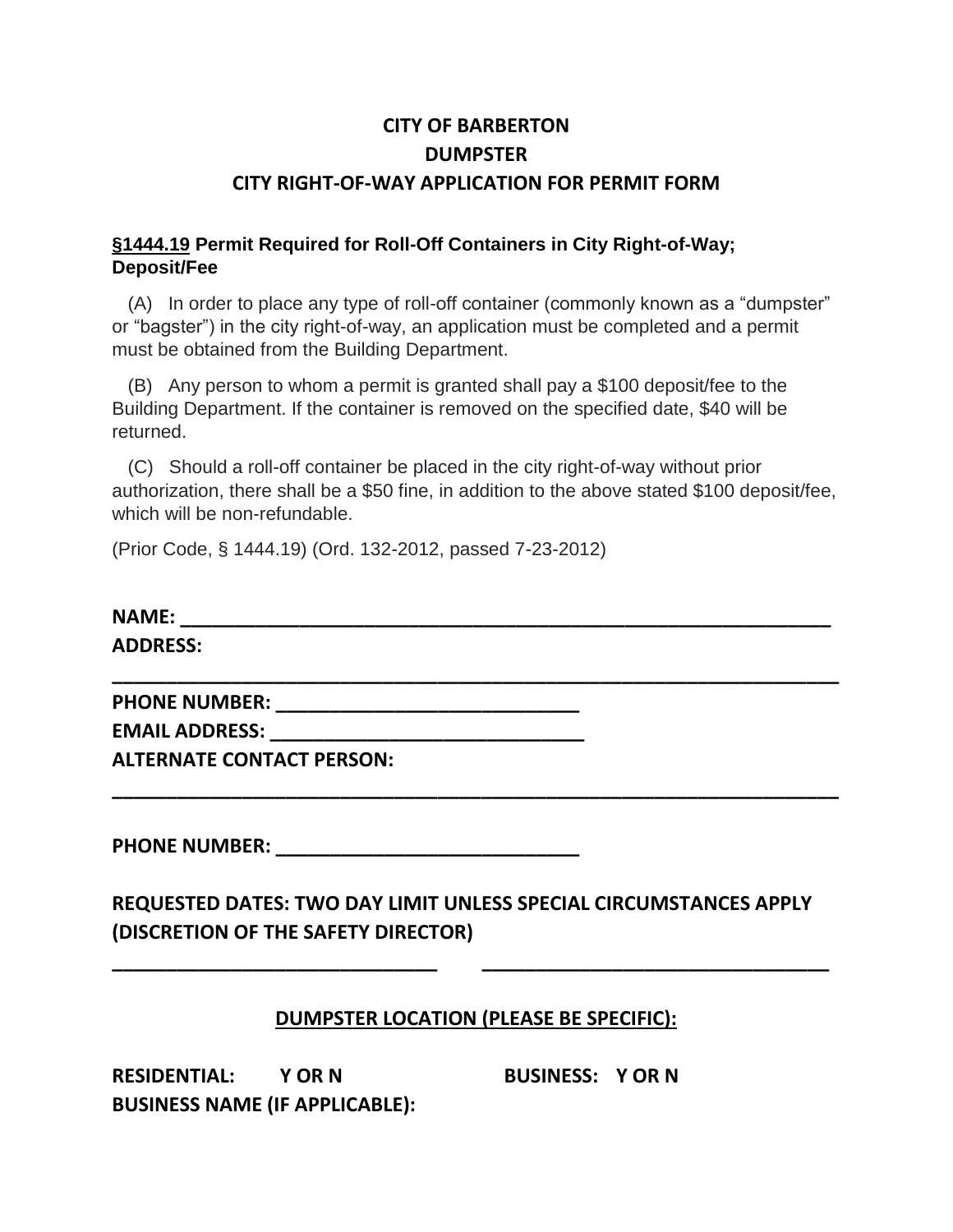# CITY OF BARBERTON
# DUMPSTER
# CITY RIGHT-OF-WAY APPLICATION FOR PERMIT FORM

**§1444.19 Permit Required for Roll-Off Containers in City Right-of-Way; Deposit/Fee**

(A) In order to place any type of roll-off container (commonly known as a “dumpster” or “bagster”) in the city right-of-way, an application must be completed and a permit must be obtained from the Building Department.

(B) Any person to whom a permit is granted shall pay a $100 deposit/fee to the Building Department. If the container is removed on the specified date, $40 will be returned.

(C) Should a roll-off container be placed in the city right-of-way without prior authorization, there shall be a $50 fine, in addition to the above stated $100 deposit/fee, which will be non-refundable.

(Prior Code, § 1444.19) (Ord. 132-2012, passed 7-23-2012)

**NAME:** ______________________________________________________________

**ADDRESS:**
______________________________________________________________________

**PHONE NUMBER:** ____________________________

**EMAIL ADDRESS:** _____________________________

**ALTERNATE CONTACT PERSON:**
______________________________________________________________________

**PHONE NUMBER:** ____________________________

**REQUESTED DATES: TWO DAY LIMIT UNLESS SPECIAL CIRCUMSTANCES APPLY (DISCRETION OF THE SAFETY DIRECTOR)**

______________________________ ________________________________

**DUMPSTER LOCATION (PLEASE BE SPECIFIC):**

**RESIDENTIAL: Y OR N** **BUSINESS: Y OR N**

**BUSINESS NAME (IF APPLICABLE):**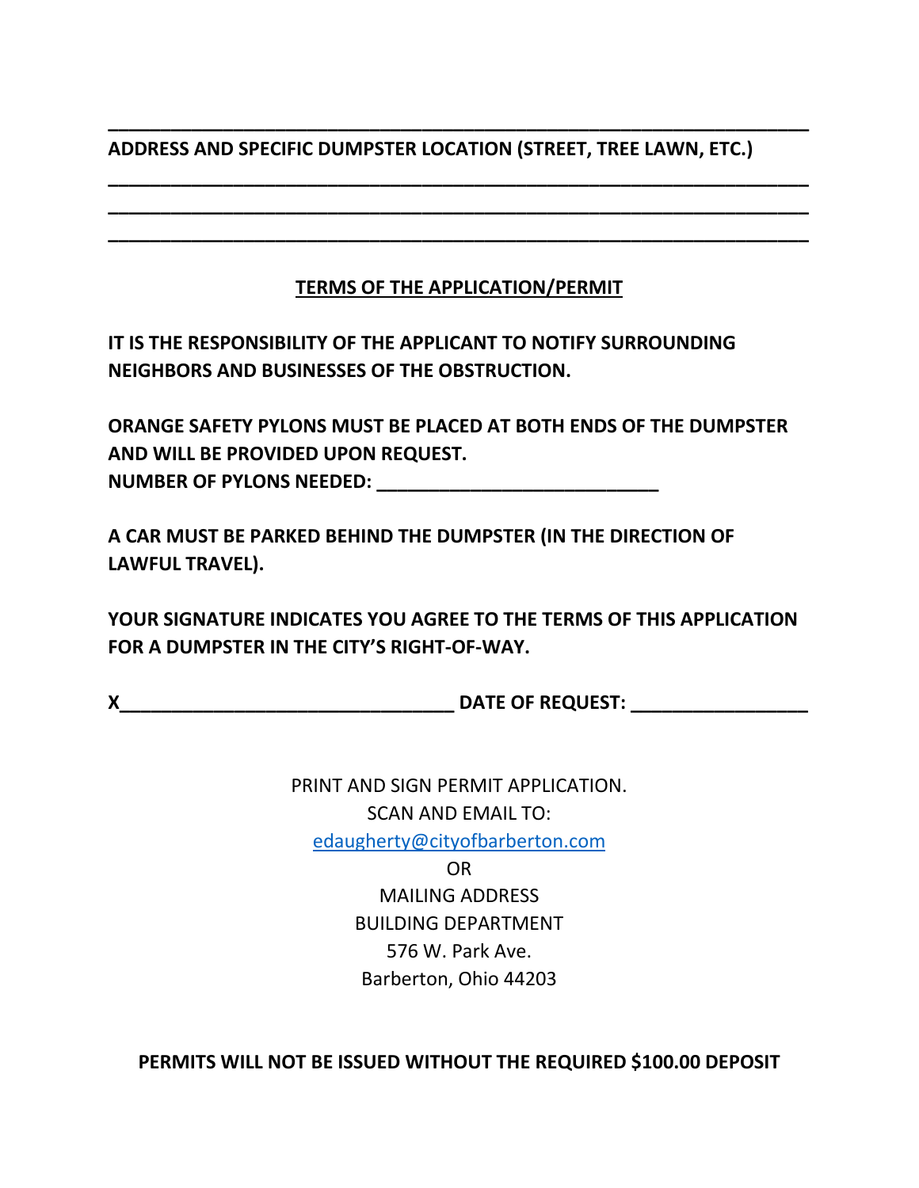______________________________________________________________________

**ADDRESS AND SPECIFIC DUMPSTER LOCATION (STREET, TREE LAWN, ETC.)**

______________________________________________________________________

______________________________________________________________________

______________________________________________________________________

## <u>TERMS OF THE APPLICATION/PERMIT</u>

**IT IS THE RESPONSIBILITY OF THE APPLICANT TO NOTIFY SURROUNDING NEIGHBORS AND BUSINESSES OF THE OBSTRUCTION.**

**ORANGE SAFETY PYLONS MUST BE PLACED AT BOTH ENDS OF THE DUMPSTER AND WILL BE PROVIDED UPON REQUEST.**
**NUMBER OF PYLONS NEEDED: ___________________________**

**A CAR MUST BE PARKED BEHIND THE DUMPSTER (IN THE DIRECTION OF LAWFUL TRAVEL).**

**YOUR SIGNATURE INDICATES YOU AGREE TO THE TERMS OF THIS APPLICATION FOR A DUMPSTER IN THE CITY'S RIGHT-OF-WAY.**

**X________________________________ DATE OF REQUEST: _________________**

PRINT AND SIGN PERMIT APPLICATION.
SCAN AND EMAIL TO:
edaugherty@cityofbarberton.com
OR
MAILING ADDRESS
BUILDING DEPARTMENT
576 W. Park Ave.
Barberton, Ohio 44203

**PERMITS WILL NOT BE ISSUED WITHOUT THE REQUIRED $100.00 DEPOSIT**